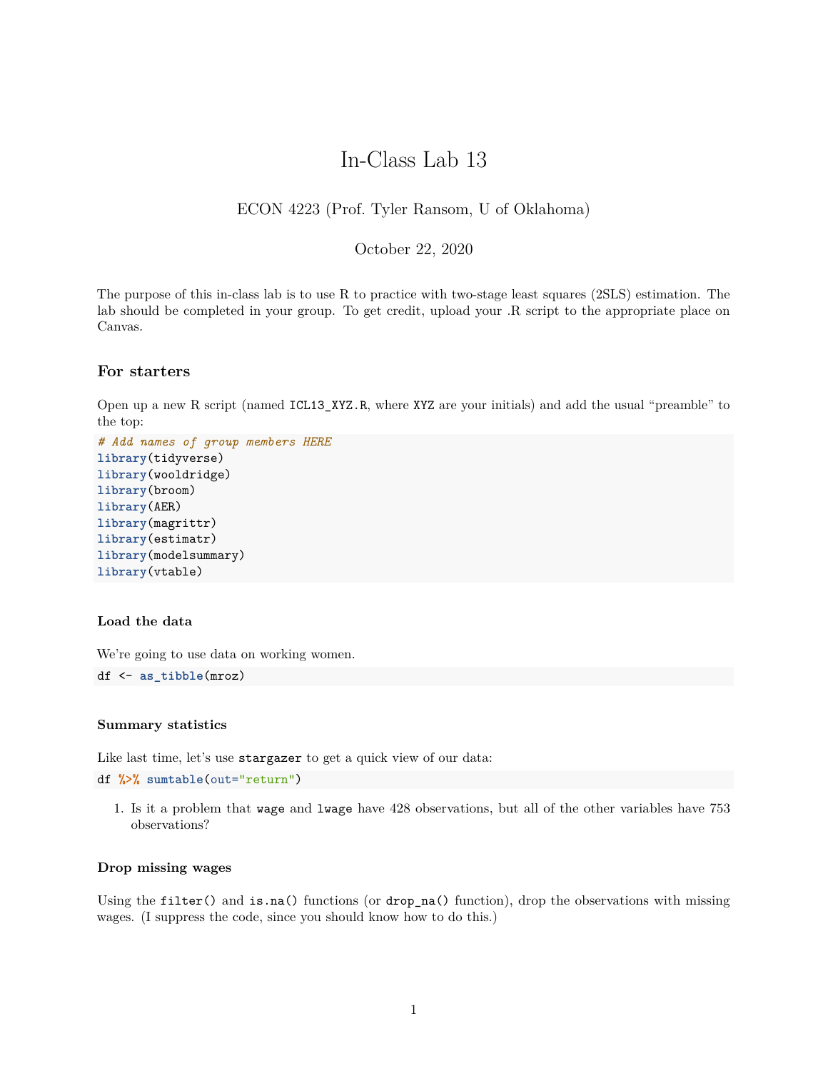# In-Class Lab 13

ECON 4223 (Prof. Tyler Ransom, U of Oklahoma)

October 22, 2020

The purpose of this in-class lab is to use R to practice with two-stage least squares (2SLS) estimation. The lab should be completed in your group. To get credit, upload your .R script to the appropriate place on Canvas.

## For starters

Open up a new R script (named `ICL13_XYZ.R`, where `XYZ` are your initials) and add the usual "preamble" to the top:

```
# Add names of group members HERE
library(tidyverse)
library(wooldridge)
library(broom)
library(AER)
library(magrittr)
library(estimatr)
library(modelsummary)
library(vtable)
```

### Load the data

We're going to use data on working women.

```
df <- as_tibble(mroz)
```

### Summary statistics

Like last time, let's use `stargazer` to get a quick view of our data:

```
df %>% sumtable(out="return")
```

1. Is it a problem that `wage` and `lwage` have 428 observations, but all of the other variables have 753 observations?

### Drop missing wages

Using the `filter()` and `is.na()` functions (or `drop_na()` function), drop the observations with missing wages. (I suppress the code, since you should know how to do this.)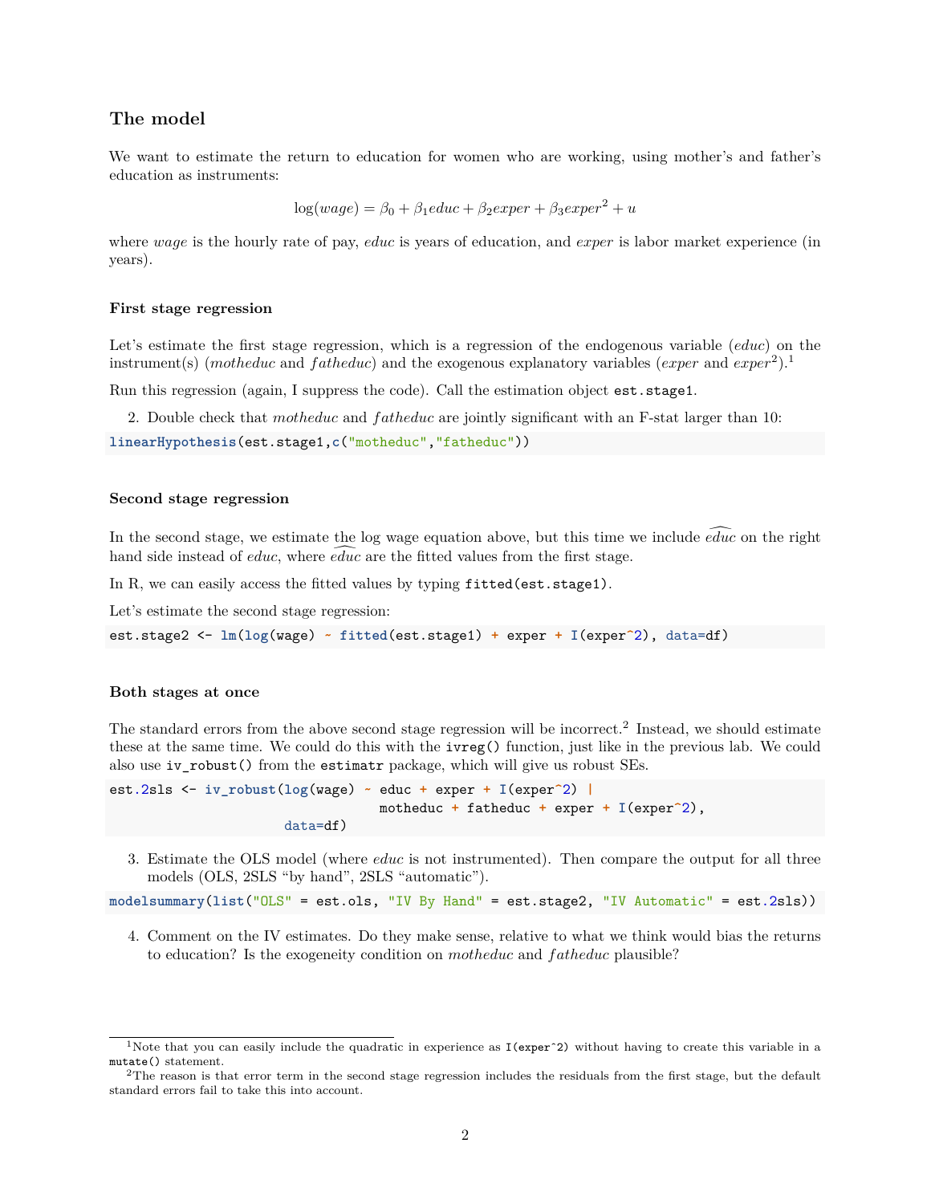### The model

We want to estimate the return to education for women who are working, using mother's and father's education as instruments:

$$\log(wage) = \beta_0 + \beta_1 educ + \beta_2 exper + \beta_3 exper^2 + u$$

where $wage$ is the hourly rate of pay, $educ$ is years of education, and $exper$ is labor market experience (in years).

#### First stage regression

Let's estimate the first stage regression, which is a regression of the endogenous variable ($educ$) on the instrument(s) ($motheduc$ and $fatheduc$) and the exogenous explanatory variables ($exper$ and $exper^2$).[1]

Run this regression (again, I suppress the code). Call the estimation object `est.stage1`.

2. Double check that $motheduc$ and $fatheduc$ are jointly significant with an F-stat larger than 10:

```
linearHypothesis(est.stage1,c("motheduc","fatheduc"))
```

#### Second stage regression

In the second stage, we estimate the log wage equation above, but this time we include $\widehat{educ}$ on the right hand side instead of $educ$, where $\widehat{educ}$ are the fitted values from the first stage.

In R, we can easily access the fitted values by typing `fitted(est.stage1)`.

Let's estimate the second stage regression:

```
est.stage2 <- lm(log(wage) ~ fitted(est.stage1) + exper + I(exper^2), data=df)
```

#### Both stages at once

The standard errors from the above second stage regression will be incorrect.[2] Instead, we should estimate these at the same time. We could do this with the `ivreg()` function, just like in the previous lab. We could also use `iv_robust()` from the `estimatr` package, which will give us robust SEs.

```
est.2sls <- iv_robust(log(wage) ~ educ + exper + I(exper^2) |
                                  motheduc + fatheduc + exper + I(exper^2),
                      data=df)
```

3. Estimate the OLS model (where $educ$ is not instrumented). Then compare the output for all three models (OLS, 2SLS "by hand", 2SLS "automatic").

```
modelsummary(list("OLS" = est.ols, "IV By Hand" = est.stage2, "IV Automatic" = est.2sls))
```

4. Comment on the IV estimates. Do they make sense, relative to what we think would bias the returns to education? Is the exogeneity condition on $motheduc$ and $fatheduc$ plausible?

---

[1] Note that you can easily include the quadratic in experience as `I(exper^2)` without having to create this variable in a `mutate()` statement.

[2] The reason is that error term in the second stage regression includes the residuals from the first stage, but the default standard errors fail to take this into account.